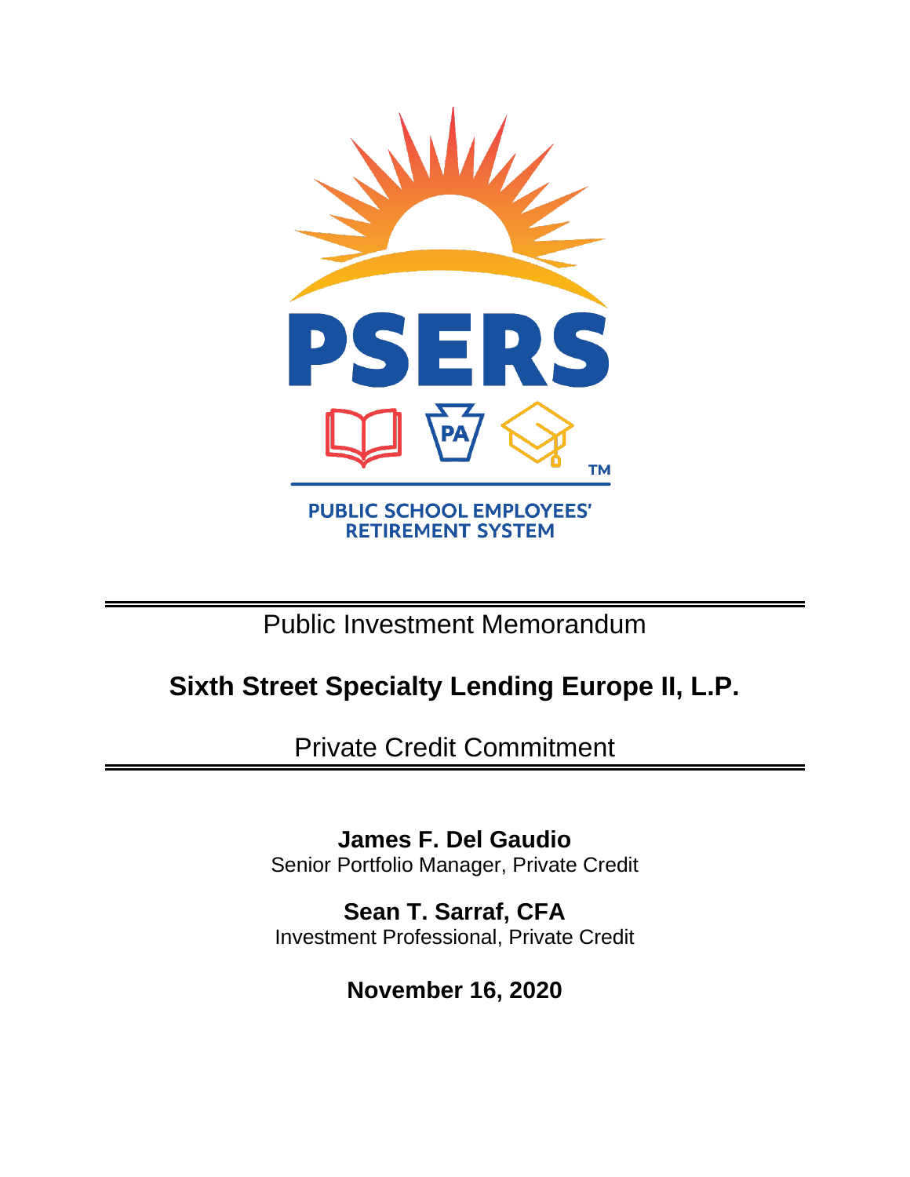PSERS

PUBLIC SCHOOL EMPLOYEES' RETIREMENT SYSTEM

Public Investment Memorandum

# Sixth Street Specialty Lending Europe II, L.P.

Private Credit Commitment

**James F. Del Gaudio**
Senior Portfolio Manager, Private Credit

**Sean T. Sarraf, CFA**
Investment Professional, Private Credit

**November 16, 2020**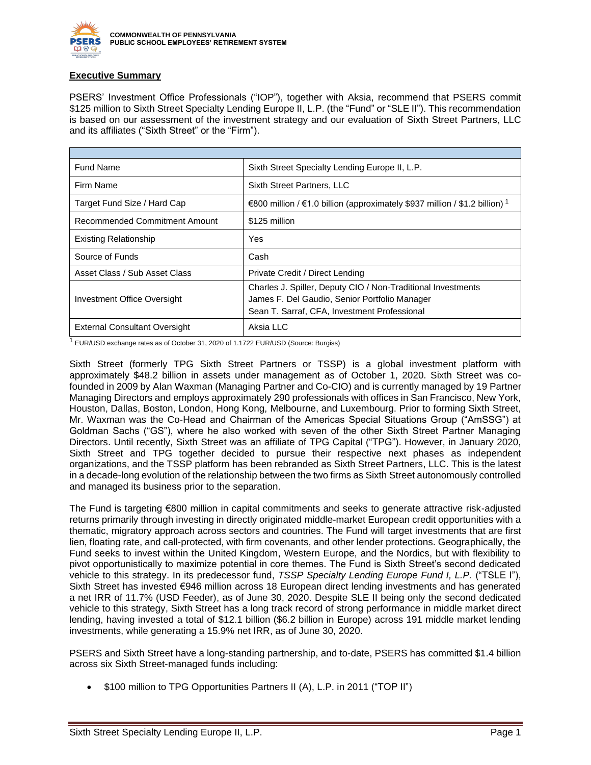## Executive Summary

PSERS' Investment Office Professionals ("IOP"), together with Aksia, recommend that PSERS commit $125 million to Sixth Street Specialty Lending Europe II, L.P. (the "Fund" or "SLE II"). This recommendation is based on our assessment of the investment strategy and our evaluation of Sixth Street Partners, LLC and its affiliates ("Sixth Street" or the "Firm").

| | |
|---|---|
| Fund Name | Sixth Street Specialty Lending Europe II, L.P. |
| Firm Name | Sixth Street Partners, LLC |
| Target Fund Size / Hard Cap | €800 million / €1.0 billion (approximately $937 million / $1.2 billion) [1] |
| Recommended Commitment Amount | $125 million |
| Existing Relationship | Yes |
| Source of Funds | Cash |
| Asset Class / Sub Asset Class | Private Credit / Direct Lending |
| Investment Office Oversight | Charles J. Spiller, Deputy CIO / Non-Traditional Investments<br>James F. Del Gaudio, Senior Portfolio Manager<br>Sean T. Sarraf, CFA, Investment Professional |
| External Consultant Oversight | Aksia LLC |

[1] EUR/USD exchange rates as of October 31, 2020 of 1.1722 EUR/USD (Source: Burgiss)

Sixth Street (formerly TPG Sixth Street Partners or TSSP) is a global investment platform with approximately $48.2 billion in assets under management as of October 1, 2020. Sixth Street was co-founded in 2009 by Alan Waxman (Managing Partner and Co-CIO) and is currently managed by 19 Partner Managing Directors and employs approximately 290 professionals with offices in San Francisco, New York, Houston, Dallas, Boston, London, Hong Kong, Melbourne, and Luxembourg. Prior to forming Sixth Street, Mr. Waxman was the Co-Head and Chairman of the Americas Special Situations Group ("AmSSG") at Goldman Sachs ("GS"), where he also worked with seven of the other Sixth Street Partner Managing Directors. Until recently, Sixth Street was an affiliate of TPG Capital ("TPG"). However, in January 2020, Sixth Street and TPG together decided to pursue their respective next phases as independent organizations, and the TSSP platform has been rebranded as Sixth Street Partners, LLC. This is the latest in a decade-long evolution of the relationship between the two firms as Sixth Street autonomously controlled and managed its business prior to the separation.

The Fund is targeting €800 million in capital commitments and seeks to generate attractive risk-adjusted returns primarily through investing in directly originated middle-market European credit opportunities with a thematic, migratory approach across sectors and countries. The Fund will target investments that are first lien, floating rate, and call-protected, with firm covenants, and other lender protections. Geographically, the Fund seeks to invest within the United Kingdom, Western Europe, and the Nordics, but with flexibility to pivot opportunistically to maximize potential in core themes. The Fund is Sixth Street's second dedicated vehicle to this strategy. In its predecessor fund, *TSSP Specialty Lending Europe Fund I, L.P.* ("TSLE I"), Sixth Street has invested €946 million across 18 European direct lending investments and has generated a net IRR of 11.7% (USD Feeder), as of June 30, 2020. Despite SLE II being only the second dedicated vehicle to this strategy, Sixth Street has a long track record of strong performance in middle market direct lending, having invested a total of $12.1 billion ($6.2 billion in Europe) across 191 middle market lending investments, while generating a 15.9% net IRR, as of June 30, 2020.

PSERS and Sixth Street have a long-standing partnership, and to-date, PSERS has committed $1.4 billion across six Sixth Street-managed funds including:

- $100 million to TPG Opportunities Partners II (A), L.P. in 2011 ("TOP II")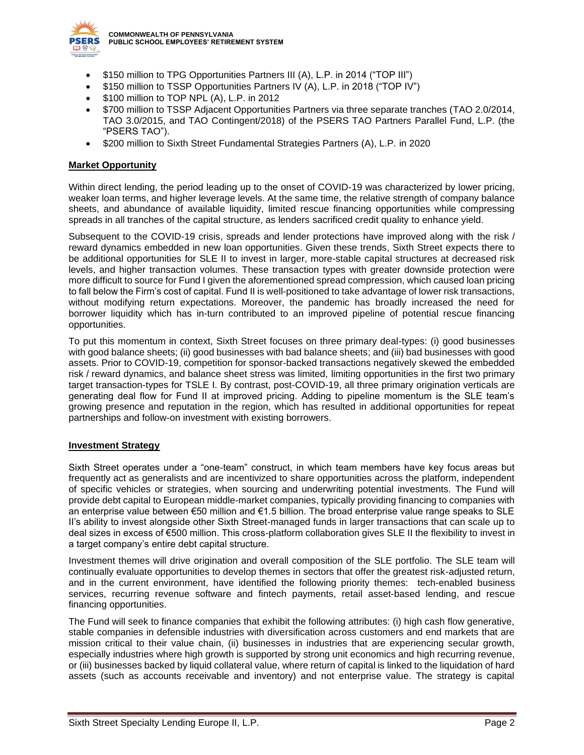- $150 million to TPG Opportunities Partners III (A), L.P. in 2014 ("TOP III")
- $150 million to TSSP Opportunities Partners IV (A), L.P. in 2018 ("TOP IV")
- $100 million to TOP NPL (A), L.P. in 2012
- $700 million to TSSP Adjacent Opportunities Partners via three separate tranches (TAO 2.0/2014, TAO 3.0/2015, and TAO Contingent/2018) of the PSERS TAO Partners Parallel Fund, L.P. (the "PSERS TAO").
- $200 million to Sixth Street Fundamental Strategies Partners (A), L.P. in 2020

**Market Opportunity**

Within direct lending, the period leading up to the onset of COVID-19 was characterized by lower pricing, weaker loan terms, and higher leverage levels. At the same time, the relative strength of company balance sheets, and abundance of available liquidity, limited rescue financing opportunities while compressing spreads in all tranches of the capital structure, as lenders sacrificed credit quality to enhance yield.

Subsequent to the COVID-19 crisis, spreads and lender protections have improved along with the risk / reward dynamics embedded in new loan opportunities. Given these trends, Sixth Street expects there to be additional opportunities for SLE II to invest in larger, more-stable capital structures at decreased risk levels, and higher transaction volumes. These transaction types with greater downside protection were more difficult to source for Fund I given the aforementioned spread compression, which caused loan pricing to fall below the Firm's cost of capital. Fund II is well-positioned to take advantage of lower risk transactions, without modifying return expectations. Moreover, the pandemic has broadly increased the need for borrower liquidity which has in-turn contributed to an improved pipeline of potential rescue financing opportunities.

To put this momentum in context, Sixth Street focuses on three primary deal-types: (i) good businesses with good balance sheets; (ii) good businesses with bad balance sheets; and (iii) bad businesses with good assets. Prior to COVID-19, competition for sponsor-backed transactions negatively skewed the embedded risk / reward dynamics, and balance sheet stress was limited, limiting opportunities in the first two primary target transaction-types for TSLE I. By contrast, post-COVID-19, all three primary origination verticals are generating deal flow for Fund II at improved pricing. Adding to pipeline momentum is the SLE team's growing presence and reputation in the region, which has resulted in additional opportunities for repeat partnerships and follow-on investment with existing borrowers.

**Investment Strategy**

Sixth Street operates under a "one-team" construct, in which team members have key focus areas but frequently act as generalists and are incentivized to share opportunities across the platform, independent of specific vehicles or strategies, when sourcing and underwriting potential investments. The Fund will provide debt capital to European middle-market companies, typically providing financing to companies with an enterprise value between €50 million and €1.5 billion. The broad enterprise value range speaks to SLE II's ability to invest alongside other Sixth Street-managed funds in larger transactions that can scale up to deal sizes in excess of €500 million. This cross-platform collaboration gives SLE II the flexibility to invest in a target company's entire debt capital structure.

Investment themes will drive origination and overall composition of the SLE portfolio. The SLE team will continually evaluate opportunities to develop themes in sectors that offer the greatest risk-adjusted return, and in the current environment, have identified the following priority themes: tech-enabled business services, recurring revenue software and fintech payments, retail asset-based lending, and rescue financing opportunities.

The Fund will seek to finance companies that exhibit the following attributes: (i) high cash flow generative, stable companies in defensible industries with diversification across customers and end markets that are mission critical to their value chain, (ii) businesses in industries that are experiencing secular growth, especially industries where high growth is supported by strong unit economics and high recurring revenue, or (iii) businesses backed by liquid collateral value, where return of capital is linked to the liquidation of hard assets (such as accounts receivable and inventory) and not enterprise value. The strategy is capital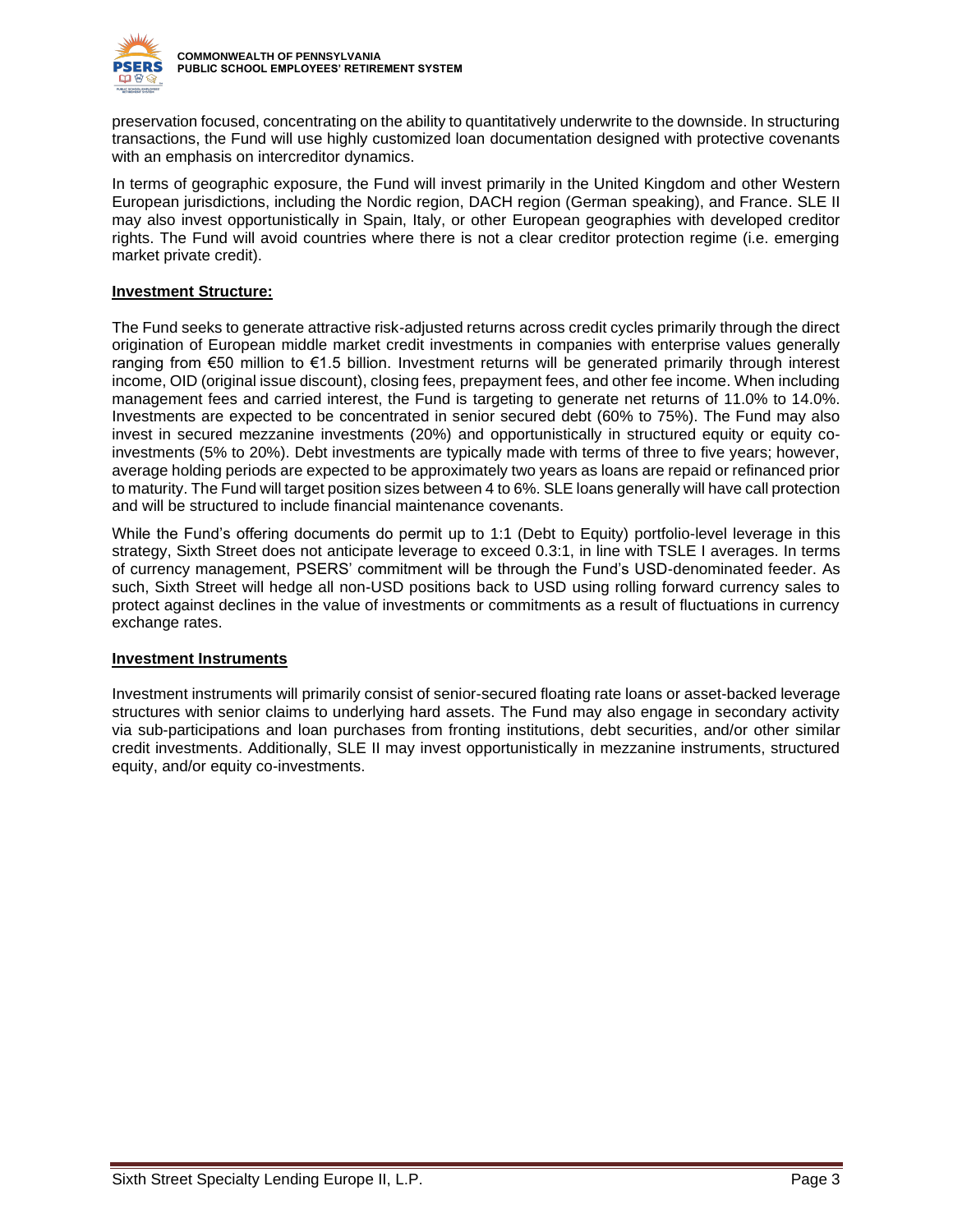preservation focused, concentrating on the ability to quantitatively underwrite to the downside. In structuring transactions, the Fund will use highly customized loan documentation designed with protective covenants with an emphasis on intercreditor dynamics.

In terms of geographic exposure, the Fund will invest primarily in the United Kingdom and other Western European jurisdictions, including the Nordic region, DACH region (German speaking), and France. SLE II may also invest opportunistically in Spain, Italy, or other European geographies with developed creditor rights. The Fund will avoid countries where there is not a clear creditor protection regime (i.e. emerging market private credit).

**Investment Structure:**

The Fund seeks to generate attractive risk-adjusted returns across credit cycles primarily through the direct origination of European middle market credit investments in companies with enterprise values generally ranging from €50 million to €1.5 billion. Investment returns will be generated primarily through interest income, OID (original issue discount), closing fees, prepayment fees, and other fee income. When including management fees and carried interest, the Fund is targeting to generate net returns of 11.0% to 14.0%. Investments are expected to be concentrated in senior secured debt (60% to 75%). The Fund may also invest in secured mezzanine investments (20%) and opportunistically in structured equity or equity co-investments (5% to 20%). Debt investments are typically made with terms of three to five years; however, average holding periods are expected to be approximately two years as loans are repaid or refinanced prior to maturity. The Fund will target position sizes between 4 to 6%. SLE loans generally will have call protection and will be structured to include financial maintenance covenants.

While the Fund's offering documents do permit up to 1:1 (Debt to Equity) portfolio-level leverage in this strategy, Sixth Street does not anticipate leverage to exceed 0.3:1, in line with TSLE I averages. In terms of currency management, PSERS' commitment will be through the Fund's USD-denominated feeder. As such, Sixth Street will hedge all non-USD positions back to USD using rolling forward currency sales to protect against declines in the value of investments or commitments as a result of fluctuations in currency exchange rates.

**Investment Instruments**

Investment instruments will primarily consist of senior-secured floating rate loans or asset-backed leverage structures with senior claims to underlying hard assets. The Fund may also engage in secondary activity via sub-participations and loan purchases from fronting institutions, debt securities, and/or other similar credit investments. Additionally, SLE II may invest opportunistically in mezzanine instruments, structured equity, and/or equity co-investments.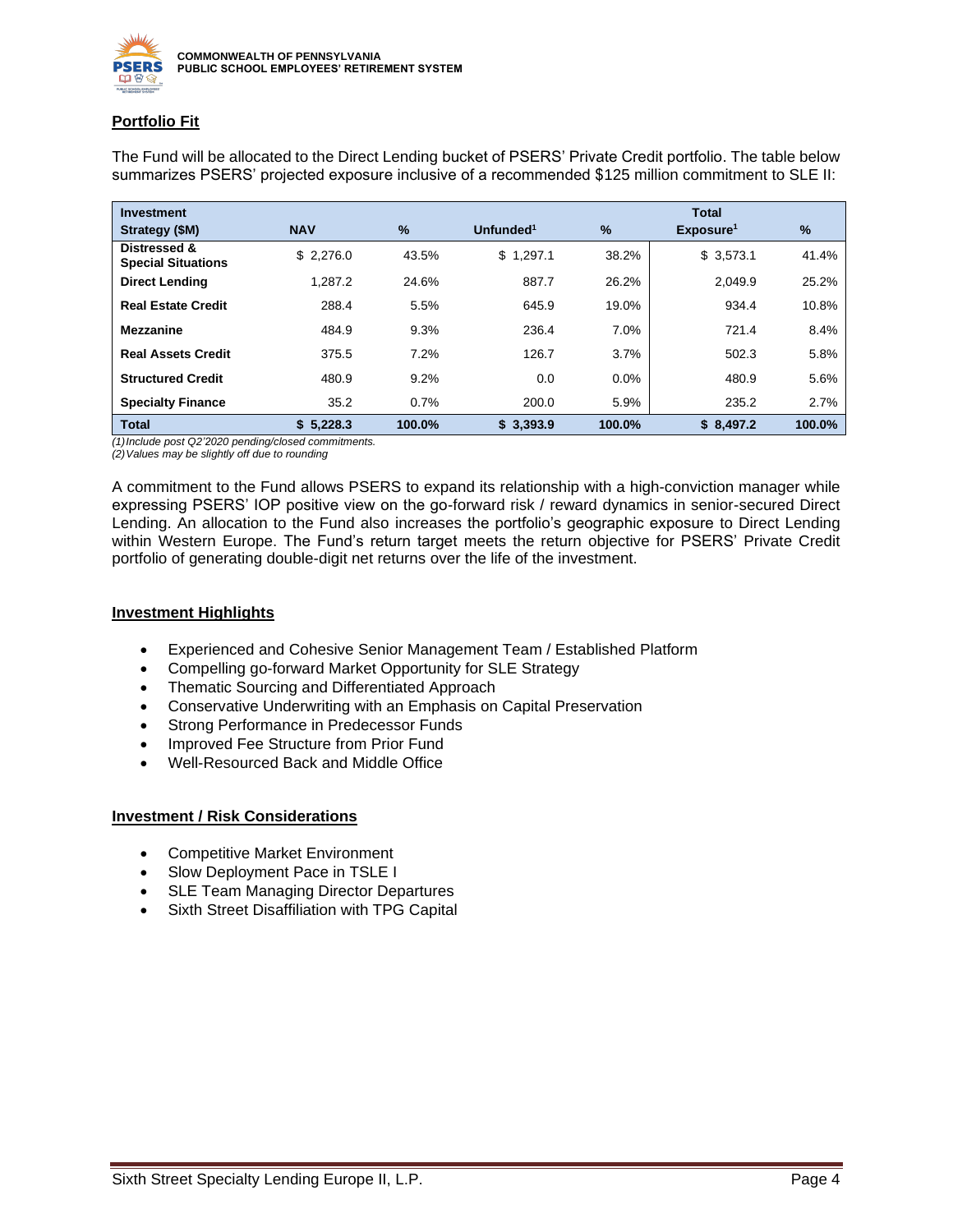## Portfolio Fit

The Fund will be allocated to the Direct Lending bucket of PSERS' Private Credit portfolio. The table below summarizes PSERS' projected exposure inclusive of a recommended $125 million commitment to SLE II:

| Investment Strategy ($M) | NAV | % | Unfunded[1] | % | Total Exposure[1] | % |
|---|---|---|---|---|---|---|
| Distressed & Special Situations | $ 2,276.0 | 43.5% | $ 1,297.1 | 38.2% | $ 3,573.1 | 41.4% |
| Direct Lending | 1,287.2 | 24.6% | 887.7 | 26.2% | 2,049.9 | 25.2% |
| Real Estate Credit | 288.4 | 5.5% | 645.9 | 19.0% | 934.4 | 10.8% |
| Mezzanine | 484.9 | 9.3% | 236.4 | 7.0% | 721.4 | 8.4% |
| Real Assets Credit | 375.5 | 7.2% | 126.7 | 3.7% | 502.3 | 5.8% |
| Structured Credit | 480.9 | 9.2% | 0.0 | 0.0% | 480.9 | 5.6% |
| Specialty Finance | 35.2 | 0.7% | 200.0 | 5.9% | 235.2 | 2.7% |
| **Total** | **$ 5,228.3** | **100.0%** | **$ 3,393.9** | **100.0%** | **$ 8,497.2** | **100.0%** |

*(1) Include post Q2'2020 pending/closed commitments.*
*(2) Values may be slightly off due to rounding*

A commitment to the Fund allows PSERS to expand its relationship with a high-conviction manager while expressing PSERS' IOP positive view on the go-forward risk / reward dynamics in senior-secured Direct Lending. An allocation to the Fund also increases the portfolio's geographic exposure to Direct Lending within Western Europe. The Fund's return target meets the return objective for PSERS' Private Credit portfolio of generating double-digit net returns over the life of the investment.

## Investment Highlights

- Experienced and Cohesive Senior Management Team / Established Platform
- Compelling go-forward Market Opportunity for SLE Strategy
- Thematic Sourcing and Differentiated Approach
- Conservative Underwriting with an Emphasis on Capital Preservation
- Strong Performance in Predecessor Funds
- Improved Fee Structure from Prior Fund
- Well-Resourced Back and Middle Office

## Investment / Risk Considerations

- Competitive Market Environment
- Slow Deployment Pace in TSLE I
- SLE Team Managing Director Departures
- Sixth Street Disaffiliation with TPG Capital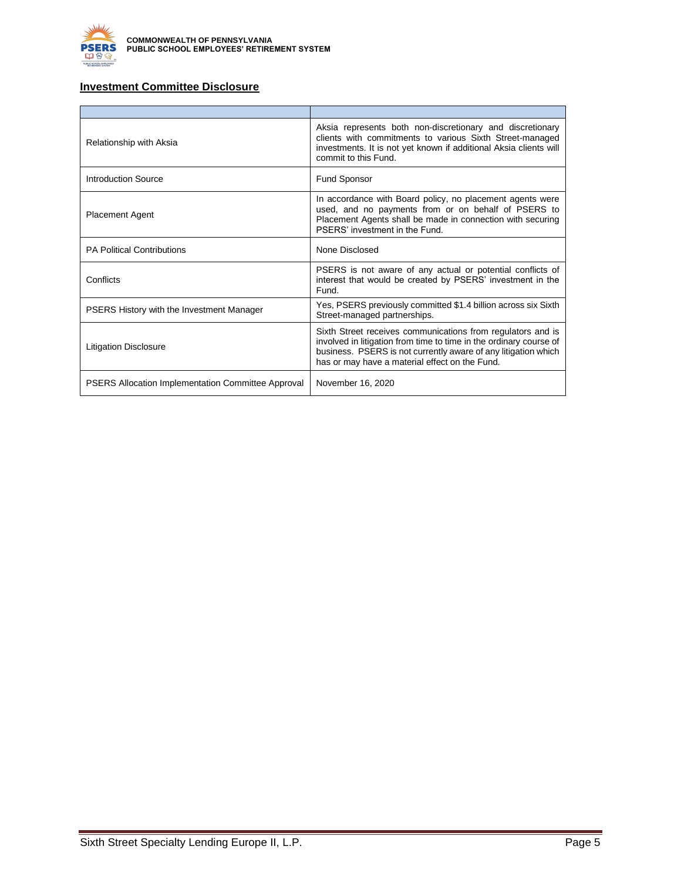## Investment Committee Disclosure

| | |
|---|---|
| Relationship with Aksia | Aksia represents both non-discretionary and discretionary clients with commitments to various Sixth Street-managed investments. It is not yet known if additional Aksia clients will commit to this Fund. |
| Introduction Source | Fund Sponsor |
| Placement Agent | In accordance with Board policy, no placement agents were used, and no payments from or on behalf of PSERS to Placement Agents shall be made in connection with securing PSERS' investment in the Fund. |
| PA Political Contributions | None Disclosed |
| Conflicts | PSERS is not aware of any actual or potential conflicts of interest that would be created by PSERS' investment in the Fund. |
| PSERS History with the Investment Manager | Yes, PSERS previously committed $1.4 billion across six Sixth Street-managed partnerships. |
| Litigation Disclosure | Sixth Street receives communications from regulators and is involved in litigation from time to time in the ordinary course of business. PSERS is not currently aware of any litigation which has or may have a material effect on the Fund. |
| PSERS Allocation Implementation Committee Approval | November 16, 2020 |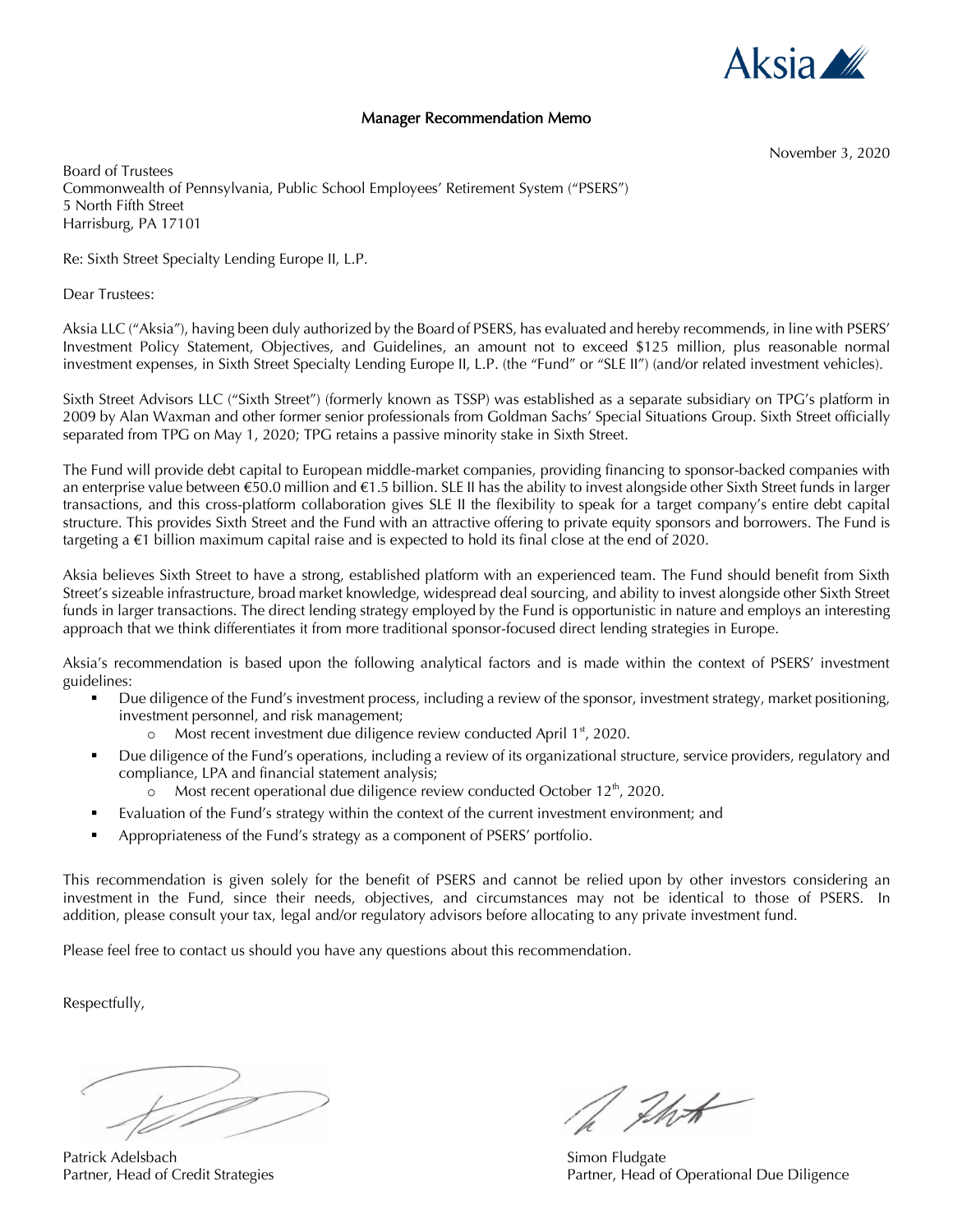Aksia

## Manager Recommendation Memo

November 3, 2020

Board of Trustees
Commonwealth of Pennsylvania, Public School Employees' Retirement System ("PSERS")
5 North Fifth Street
Harrisburg, PA 17101

Re: Sixth Street Specialty Lending Europe II, L.P.

Dear Trustees:

Aksia LLC ("Aksia"), having been duly authorized by the Board of PSERS, has evaluated and hereby recommends, in line with PSERS' Investment Policy Statement, Objectives, and Guidelines, an amount not to exceed \$125 million, plus reasonable normal investment expenses, in Sixth Street Specialty Lending Europe II, L.P. (the "Fund" or "SLE II") (and/or related investment vehicles).

Sixth Street Advisors LLC ("Sixth Street") (formerly known as TSSP) was established as a separate subsidiary on TPG's platform in 2009 by Alan Waxman and other former senior professionals from Goldman Sachs' Special Situations Group. Sixth Street officially separated from TPG on May 1, 2020; TPG retains a passive minority stake in Sixth Street.

The Fund will provide debt capital to European middle-market companies, providing financing to sponsor-backed companies with an enterprise value between €50.0 million and €1.5 billion. SLE II has the ability to invest alongside other Sixth Street funds in larger transactions, and this cross-platform collaboration gives SLE II the flexibility to speak for a target company's entire debt capital structure. This provides Sixth Street and the Fund with an attractive offering to private equity sponsors and borrowers. The Fund is targeting a €1 billion maximum capital raise and is expected to hold its final close at the end of 2020.

Aksia believes Sixth Street to have a strong, established platform with an experienced team. The Fund should benefit from Sixth Street's sizeable infrastructure, broad market knowledge, widespread deal sourcing, and ability to invest alongside other Sixth Street funds in larger transactions. The direct lending strategy employed by the Fund is opportunistic in nature and employs an interesting approach that we think differentiates it from more traditional sponsor-focused direct lending strategies in Europe.

Aksia's recommendation is based upon the following analytical factors and is made within the context of PSERS' investment guidelines:

- Due diligence of the Fund's investment process, including a review of the sponsor, investment strategy, market positioning, investment personnel, and risk management;
  - Most recent investment due diligence review conducted April 1st, 2020.
- Due diligence of the Fund's operations, including a review of its organizational structure, service providers, regulatory and compliance, LPA and financial statement analysis;
  - Most recent operational due diligence review conducted October 12th, 2020.
- Evaluation of the Fund's strategy within the context of the current investment environment; and
- Appropriateness of the Fund's strategy as a component of PSERS' portfolio.

This recommendation is given solely for the benefit of PSERS and cannot be relied upon by other investors considering an investment in the Fund, since their needs, objectives, and circumstances may not be identical to those of PSERS. In addition, please consult your tax, legal and/or regulatory advisors before allocating to any private investment fund.

Please feel free to contact us should you have any questions about this recommendation.

Respectfully,

Patrick Adelsbach
Partner, Head of Credit Strategies

Simon Fludgate
Partner, Head of Operational Due Diligence